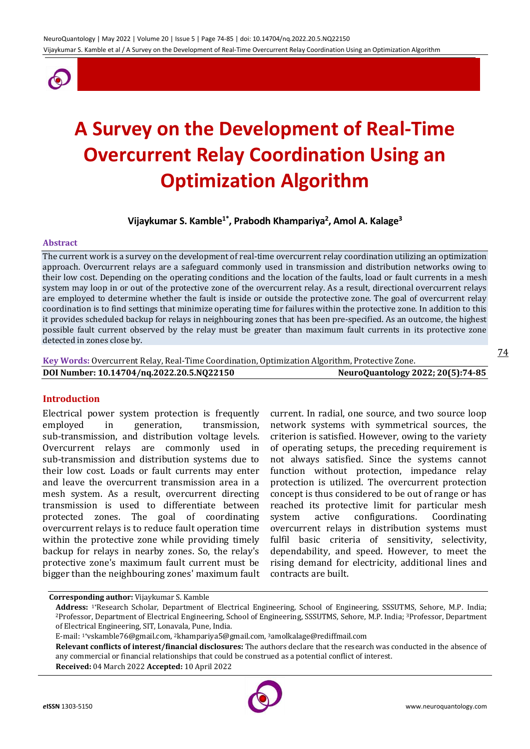# A Survey on the Development of Real-Time Overcurrent Relay Coordination Using an Optimization Algorithm

**Vijaykumar S. Kamble[1*], Prabodh Khampariya[2], Amol A. Kalage[3]**

### Abstract

The current work is a survey on the development of real-time overcurrent relay coordination utilizing an optimization approach. Overcurrent relays are a safeguard commonly used in transmission and distribution networks owing to their low cost. Depending on the operating conditions and the location of the faults, load or fault currents in a mesh system may loop in or out of the protective zone of the overcurrent relay. As a result, directional overcurrent relays are employed to determine whether the fault is inside or outside the protective zone. The goal of overcurrent relay coordination is to find settings that minimize operating time for failures within the protective zone. In addition to this it provides scheduled backup for relays in neighbouring zones that has been pre-specified. As an outcome, the highest possible fault current observed by the relay must be greater than maximum fault currents in its protective zone detected in zones close by.

**Key Words:** Overcurrent Relay, Real-Time Coordination, Optimization Algorithm, Protective Zone.

**DOI Number: 10.14704/nq.2022.20.5.NQ22150** **NeuroQuantology 2022; 20(5):74-85**

## Introduction

Electrical power system protection is frequently employed in generation, transmission, sub-transmission, and distribution voltage levels. Overcurrent relays are commonly used in sub-transmission and distribution systems due to their low cost. Loads or fault currents may enter and leave the overcurrent transmission area in a mesh system. As a result, overcurrent directing transmission is used to differentiate between protected zones. The goal of coordinating overcurrent relays is to reduce fault operation time within the protective zone while providing timely backup for relays in nearby zones. So, the relay's protective zone's maximum fault current must be bigger than the neighbouring zones' maximum fault current. In radial, one source, and two source loop network systems with symmetrical sources, the criterion is satisfied. However, owing to the variety of operating setups, the preceding requirement is not always satisfied. Since the systems cannot function without protection, impedance relay protection is utilized. The overcurrent protection concept is thus considered to be out of range or has reached its protective limit for particular mesh system active configurations. Coordinating overcurrent relays in distribution systems must fulfil basic criteria of sensitivity, selectivity, dependability, and speed. However, to meet the rising demand for electricity, additional lines and contracts are built.

---

**Corresponding author:** Vijaykumar S. Kamble

**Address:** [1*]Research Scholar, Department of Electrical Engineering, School of Engineering, SSSUTMS, Sehore, M.P. India; [2]Professor, Department of Electrical Engineering, School of Engineering, SSSUTMS, Sehore, M.P. India; [3]Professor, Department of Electrical Engineering, SIT, Lonavala, Pune, India.

E-mail: [1*]vskamble76@gmail.com, [2]khampariya5@gmail.com, [3]amolkalage@rediffmail.com

**Relevant conflicts of interest/financial disclosures:** The authors declare that the research was conducted in the absence of any commercial or financial relationships that could be construed as a potential conflict of interest.

**Received:** 04 March 2022 **Accepted:** 10 April 2022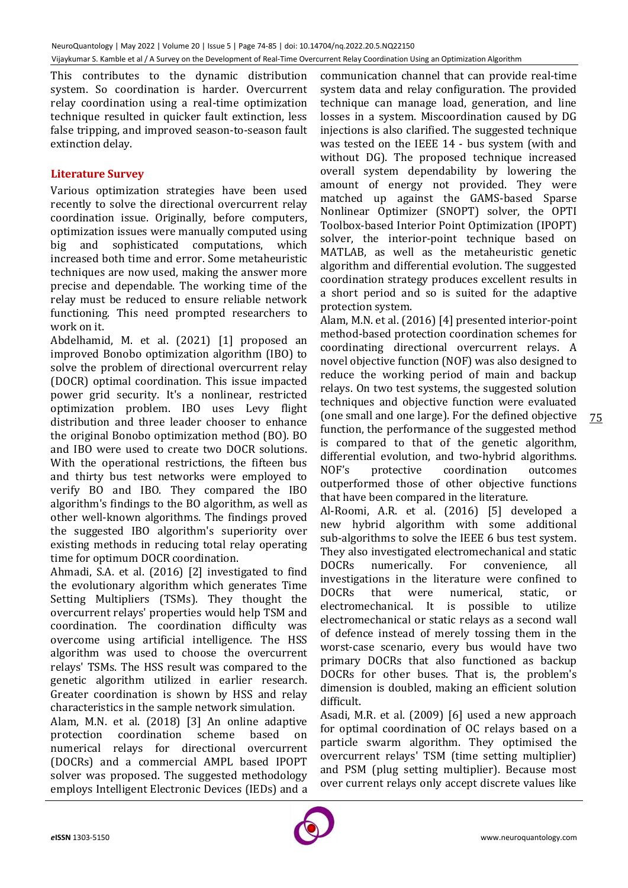This contributes to the dynamic distribution system. So coordination is harder. Overcurrent relay coordination using a real-time optimization technique resulted in quicker fault extinction, less false tripping, and improved season-to-season fault extinction delay.

## Literature Survey

Various optimization strategies have been used recently to solve the directional overcurrent relay coordination issue. Originally, before computers, optimization issues were manually computed using big and sophisticated computations, which increased both time and error. Some metaheuristic techniques are now used, making the answer more precise and dependable. The working time of the relay must be reduced to ensure reliable network functioning. This need prompted researchers to work on it.

Abdelhamid, M. et al. (2021) [1] proposed an improved Bonobo optimization algorithm (IBO) to solve the problem of directional overcurrent relay (DOCR) optimal coordination. This issue impacted power grid security. It's a nonlinear, restricted optimization problem. IBO uses Levy flight distribution and three leader chooser to enhance the original Bonobo optimization method (BO). BO and IBO were used to create two DOCR solutions. With the operational restrictions, the fifteen bus and thirty bus test networks were employed to verify BO and IBO. They compared the IBO algorithm's findings to the BO algorithm, as well as other well-known algorithms. The findings proved the suggested IBO algorithm's superiority over existing methods in reducing total relay operating time for optimum DOCR coordination.

Ahmadi, S.A. et al. (2016) [2] investigated to find the evolutionary algorithm which generates Time Setting Multipliers (TSMs). They thought the overcurrent relays' properties would help TSM and coordination. The coordination difficulty was overcome using artificial intelligence. The HSS algorithm was used to choose the overcurrent relays' TSMs. The HSS result was compared to the genetic algorithm utilized in earlier research. Greater coordination is shown by HSS and relay characteristics in the sample network simulation.

Alam, M.N. et al. (2018) [3] An online adaptive protection coordination scheme based on numerical relays for directional overcurrent (DOCRs) and a commercial AMPL based IPOPT solver was proposed. The suggested methodology employs Intelligent Electronic Devices (IEDs) and a communication channel that can provide real-time system data and relay configuration. The provided technique can manage load, generation, and line losses in a system. Miscoordination caused by DG injections is also clarified. The suggested technique was tested on the IEEE 14 - bus system (with and without DG). The proposed technique increased overall system dependability by lowering the amount of energy not provided. They were matched up against the GAMS-based Sparse Nonlinear Optimizer (SNOPT) solver, the OPTI Toolbox-based Interior Point Optimization (IPOPT) solver, the interior-point technique based on MATLAB, as well as the metaheuristic genetic algorithm and differential evolution. The suggested coordination strategy produces excellent results in a short period and so is suited for the adaptive protection system.

Alam, M.N. et al. (2016) [4] presented interior-point method-based protection coordination schemes for coordinating directional overcurrent relays. A novel objective function (NOF) was also designed to reduce the working period of main and backup relays. On two test systems, the suggested solution techniques and objective function were evaluated (one small and one large). For the defined objective function, the performance of the suggested method is compared to that of the genetic algorithm, differential evolution, and two-hybrid algorithms. NOF's protective coordination outcomes outperformed those of other objective functions that have been compared in the literature.

Al-Roomi, A.R. et al. (2016) [5] developed a new hybrid algorithm with some additional sub-algorithms to solve the IEEE 6 bus test system. They also investigated electromechanical and static DOCRs numerically. For convenience, all investigations in the literature were confined to DOCRs that were numerical, static, or electromechanical. It is possible to utilize electromechanical or static relays as a second wall of defence instead of merely tossing them in the worst-case scenario, every bus would have two primary DOCRs that also functioned as backup DOCRs for other buses. That is, the problem's dimension is doubled, making an efficient solution difficult.

Asadi, M.R. et al. (2009) [6] used a new approach for optimal coordination of OC relays based on a particle swarm algorithm. They optimised the overcurrent relays' TSM (time setting multiplier) and PSM (plug setting multiplier). Because most over current relays only accept discrete values like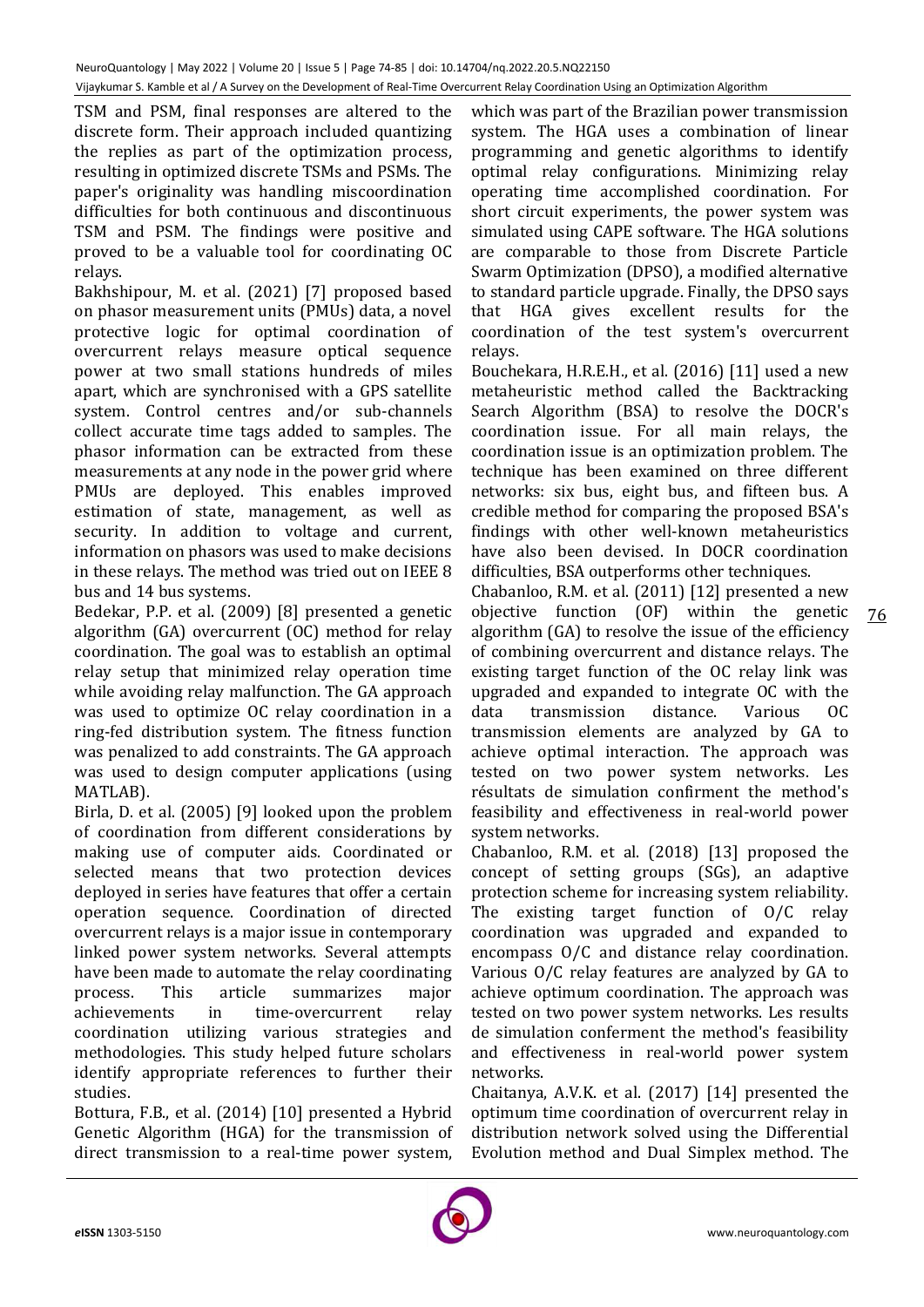TSM and PSM, final responses are altered to the discrete form. Their approach included quantizing the replies as part of the optimization process, resulting in optimized discrete TSMs and PSMs. The paper's originality was handling miscoordination difficulties for both continuous and discontinuous TSM and PSM. The findings were positive and proved to be a valuable tool for coordinating OC relays.

Bakhshipour, M. et al. (2021) [7] proposed based on phasor measurement units (PMUs) data, a novel protective logic for optimal coordination of overcurrent relays measure optical sequence power at two small stations hundreds of miles apart, which are synchronised with a GPS satellite system. Control centres and/or sub-channels collect accurate time tags added to samples. The phasor information can be extracted from these measurements at any node in the power grid where PMUs are deployed. This enables improved estimation of state, management, as well as security. In addition to voltage and current, information on phasors was used to make decisions in these relays. The method was tried out on IEEE 8 bus and 14 bus systems.

Bedekar, P.P. et al. (2009) [8] presented a genetic algorithm (GA) overcurrent (OC) method for relay coordination. The goal was to establish an optimal relay setup that minimized relay operation time while avoiding relay malfunction. The GA approach was used to optimize OC relay coordination in a ring-fed distribution system. The fitness function was penalized to add constraints. The GA approach was used to design computer applications (using MATLAB).

Birla, D. et al. (2005) [9] looked upon the problem of coordination from different considerations by making use of computer aids. Coordinated or selected means that two protection devices deployed in series have features that offer a certain operation sequence. Coordination of directed overcurrent relays is a major issue in contemporary linked power system networks. Several attempts have been made to automate the relay coordinating process. This article summarizes major achievements in time-overcurrent relay coordination utilizing various strategies and methodologies. This study helped future scholars identify appropriate references to further their studies.

Bottura, F.B., et al. (2014) [10] presented a Hybrid Genetic Algorithm (HGA) for the transmission of direct transmission to a real-time power system, which was part of the Brazilian power transmission system. The HGA uses a combination of linear programming and genetic algorithms to identify optimal relay configurations. Minimizing relay operating time accomplished coordination. For short circuit experiments, the power system was simulated using CAPE software. The HGA solutions are comparable to those from Discrete Particle Swarm Optimization (DPSO), a modified alternative to standard particle upgrade. Finally, the DPSO says that HGA gives excellent results for the coordination of the test system's overcurrent relays.

Bouchekara, H.R.E.H., et al. (2016) [11] used a new metaheuristic method called the Backtracking Search Algorithm (BSA) to resolve the DOCR's coordination issue. For all main relays, the coordination issue is an optimization problem. The technique has been examined on three different networks: six bus, eight bus, and fifteen bus. A credible method for comparing the proposed BSA's findings with other well-known metaheuristics have also been devised. In DOCR coordination difficulties, BSA outperforms other techniques.

Chabanloo, R.M. et al. (2011) [12] presented a new objective function (OF) within the genetic algorithm (GA) to resolve the issue of the efficiency of combining overcurrent and distance relays. The existing target function of the OC relay link was upgraded and expanded to integrate OC with the data transmission distance. Various OC transmission elements are analyzed by GA to achieve optimal interaction. The approach was tested on two power system networks. Les résultats de simulation confirment the method's feasibility and effectiveness in real-world power system networks.

Chabanloo, R.M. et al. (2018) [13] proposed the concept of setting groups (SGs), an adaptive protection scheme for increasing system reliability. The existing target function of O/C relay coordination was upgraded and expanded to encompass O/C and distance relay coordination. Various O/C relay features are analyzed by GA to achieve optimum coordination. The approach was tested on two power system networks. Les results de simulation conferment the method's feasibility and effectiveness in real-world power system networks.

Chaitanya, A.V.K. et al. (2017) [14] presented the optimum time coordination of overcurrent relay in distribution network solved using the Differential Evolution method and Dual Simplex method. The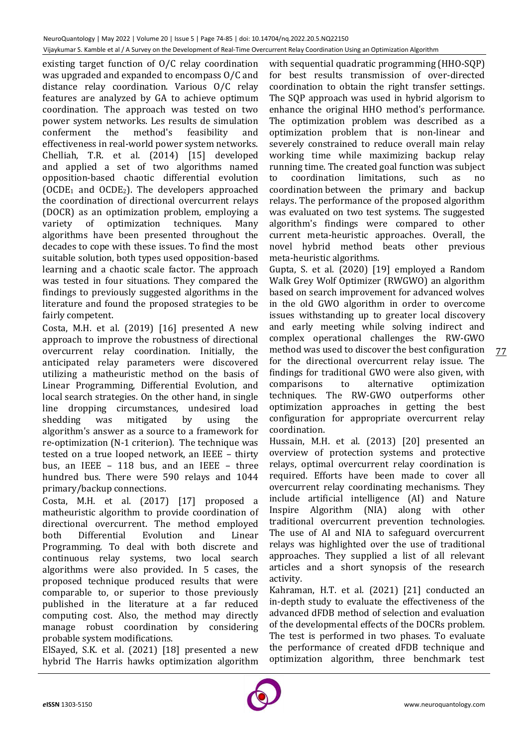existing target function of O/C relay coordination was upgraded and expanded to encompass O/C and distance relay coordination. Various O/C relay features are analyzed by GA to achieve optimum coordination. The approach was tested on two power system networks. Les results de simulation conferment the method's feasibility and effectiveness in real-world power system networks.

Chelliah, T.R. et al. (2014) [15] developed and applied a set of two algorithms named opposition-based chaotic differential evolution ($OCDE_1$ and $OCDE_2$). The developers approached the coordination of directional overcurrent relays (DOCR) as an optimization problem, employing a variety of optimization techniques. Many algorithms have been presented throughout the decades to cope with these issues. To find the most suitable solution, both types used opposition-based learning and a chaotic scale factor. The approach was tested in four situations. They compared the findings to previously suggested algorithms in the literature and found the proposed strategies to be fairly competent.

Costa, M.H. et al. (2019) [16] presented A new approach to improve the robustness of directional overcurrent relay coordination. Initially, the anticipated relay parameters were discovered utilizing a matheuristic method on the basis of Linear Programming, Differential Evolution, and local search strategies. On the other hand, in single line dropping circumstances, undesired load shedding was mitigated by using the algorithm's answer as a source to a framework for re-optimization (N-1 criterion). The technique was tested on a true looped network, an IEEE – thirty bus, an IEEE – 118 bus, and an IEEE – three hundred bus. There were 590 relays and 1044 primary/backup connections.

Costa, M.H. et al. (2017) [17] proposed a matheuristic algorithm to provide coordination of directional overcurrent. The method employed both Differential Evolution and Linear Programming. To deal with both discrete and continuous relay systems, two local search algorithms were also provided. In 5 cases, the proposed technique produced results that were comparable to, or superior to those previously published in the literature at a far reduced computing cost. Also, the method may directly manage robust coordination by considering probable system modifications.

ElSayed, S.K. et al. (2021) [18] presented a new hybrid The Harris hawks optimization algorithm with sequential quadratic programming (HHO-SQP) for best results transmission of over-directed coordination to obtain the right transfer settings. The SQP approach was used in hybrid algorism to enhance the original HHO method's performance. The optimization problem was described as a optimization problem that is non-linear and severely constrained to reduce overall main relay working time while maximizing backup relay running time. The created goal function was subject to coordination limitations, such as no coordination between the primary and backup relays. The performance of the proposed algorithm was evaluated on two test systems. The suggested algorithm's findings were compared to other current meta-heuristic approaches. Overall, the novel hybrid method beats other previous meta-heuristic algorithms.

Gupta, S. et al. (2020) [19] employed a Random Walk Grey Wolf Optimizer (RWGWO) an algorithm based on search improvement for advanced wolves in the old GWO algorithm in order to overcome issues withstanding up to greater local discovery and early meeting while solving indirect and complex operational challenges the RW-GWO method was used to discover the best configuration for the directional overcurrent relay issue. The findings for traditional GWO were also given, with comparisons to alternative optimization techniques. The RW-GWO outperforms other optimization approaches in getting the best configuration for appropriate overcurrent relay coordination.

Hussain, M.H. et al. (2013) [20] presented an overview of protection systems and protective relays, optimal overcurrent relay coordination is required. Efforts have been made to cover all overcurrent relay coordinating mechanisms. They include artificial intelligence (AI) and Nature Inspire Algorithm (NIA) along with other traditional overcurrent prevention technologies. The use of AI and NIA to safeguard overcurrent relays was highlighted over the use of traditional approaches. They supplied a list of all relevant articles and a short synopsis of the research activity.

Kahraman, H.T. et al. (2021) [21] conducted an in-depth study to evaluate the effectiveness of the advanced dFDB method of selection and evaluation of the developmental effects of the DOCRs problem. The test is performed in two phases. To evaluate the performance of created dFDB technique and optimization algorithm, three benchmark test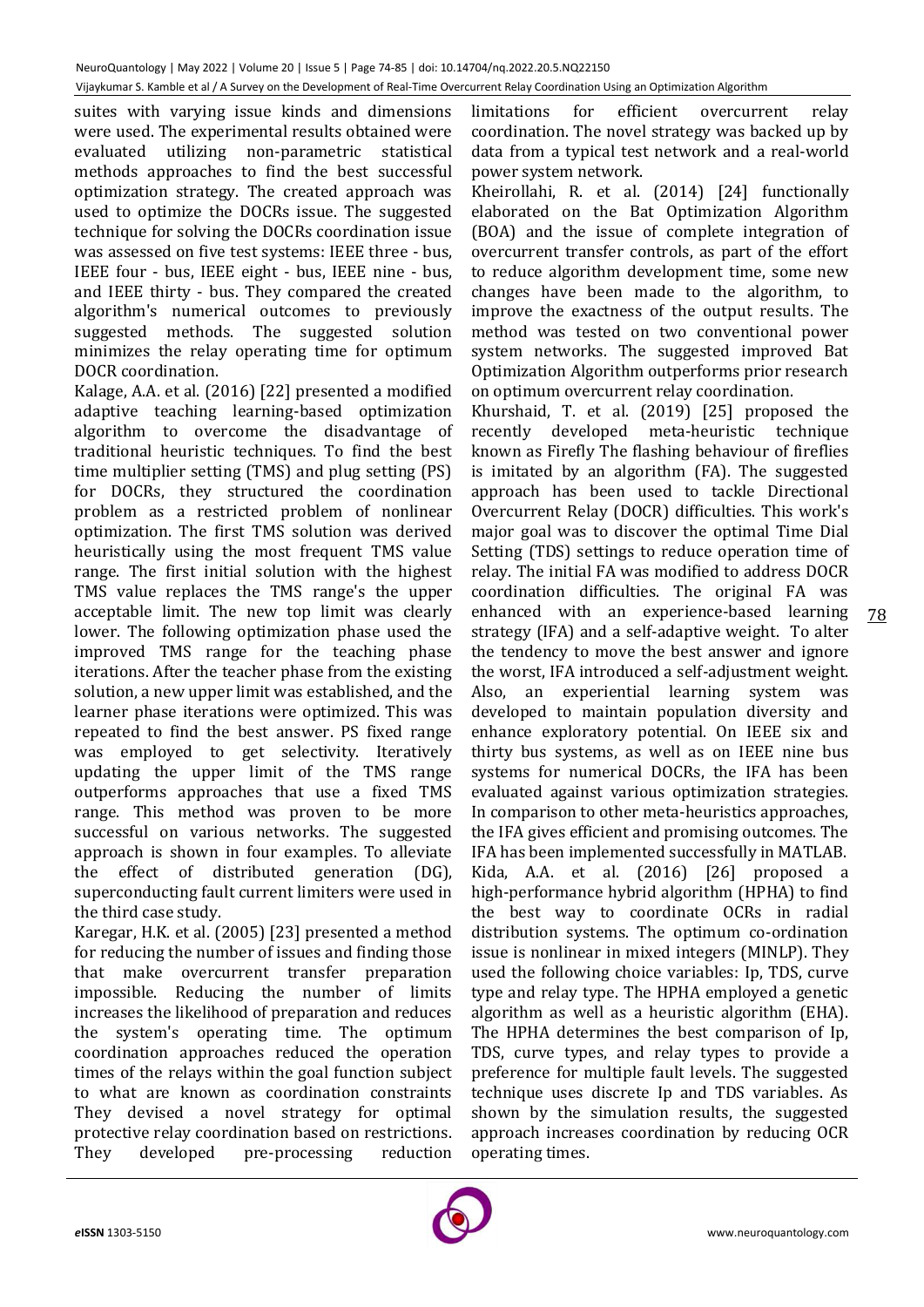suites with varying issue kinds and dimensions were used. The experimental results obtained were evaluated utilizing non-parametric statistical methods approaches to find the best successful optimization strategy. The created approach was used to optimize the DOCRs issue. The suggested technique for solving the DOCRs coordination issue was assessed on five test systems: IEEE three - bus, IEEE four - bus, IEEE eight - bus, IEEE nine - bus, and IEEE thirty - bus. They compared the created algorithm's numerical outcomes to previously suggested methods. The suggested solution minimizes the relay operating time for optimum DOCR coordination.

Kalage, A.A. et al. (2016) [22] presented a modified adaptive teaching learning-based optimization algorithm to overcome the disadvantage of traditional heuristic techniques. To find the best time multiplier setting (TMS) and plug setting (PS) for DOCRs, they structured the coordination problem as a restricted problem of nonlinear optimization. The first TMS solution was derived heuristically using the most frequent TMS value range. The first initial solution with the highest TMS value replaces the TMS range's the upper acceptable limit. The new top limit was clearly lower. The following optimization phase used the improved TMS range for the teaching phase iterations. After the teacher phase from the existing solution, a new upper limit was established, and the learner phase iterations were optimized. This was repeated to find the best answer. PS fixed range was employed to get selectivity. Iteratively updating the upper limit of the TMS range outperforms approaches that use a fixed TMS range. This method was proven to be more successful on various networks. The suggested approach is shown in four examples. To alleviate the effect of distributed generation (DG), superconducting fault current limiters were used in the third case study.

Karegar, H.K. et al. (2005) [23] presented a method for reducing the number of issues and finding those that make overcurrent transfer preparation impossible. Reducing the number of limits increases the likelihood of preparation and reduces the system's operating time. The optimum coordination approaches reduced the operation times of the relays within the goal function subject to what are known as coordination constraints They devised a novel strategy for optimal protective relay coordination based on restrictions. They developed pre-processing reduction limitations for efficient overcurrent relay coordination. The novel strategy was backed up by data from a typical test network and a real-world power system network.

Kheirollahi, R. et al. (2014) [24] functionally elaborated on the Bat Optimization Algorithm (BOA) and the issue of complete integration of overcurrent transfer controls, as part of the effort to reduce algorithm development time, some new changes have been made to the algorithm, to improve the exactness of the output results. The method was tested on two conventional power system networks. The suggested improved Bat Optimization Algorithm outperforms prior research on optimum overcurrent relay coordination.

Khurshaid, T. et al. (2019) [25] proposed the recently developed meta-heuristic technique known as Firefly The flashing behaviour of fireflies is imitated by an algorithm (FA). The suggested approach has been used to tackle Directional Overcurrent Relay (DOCR) difficulties. This work's major goal was to discover the optimal Time Dial Setting (TDS) settings to reduce operation time of relay. The initial FA was modified to address DOCR coordination difficulties. The original FA was enhanced with an experience-based learning strategy (IFA) and a self-adaptive weight. To alter the tendency to move the best answer and ignore the worst, IFA introduced a self-adjustment weight. Also, an experiential learning system was developed to maintain population diversity and enhance exploratory potential. On IEEE six and thirty bus systems, as well as on IEEE nine bus systems for numerical DOCRs, the IFA has been evaluated against various optimization strategies. In comparison to other meta-heuristics approaches, the IFA gives efficient and promising outcomes. The IFA has been implemented successfully in MATLAB.

Kida, A.A. et al. (2016) [26] proposed a high-performance hybrid algorithm (HPHA) to find the best way to coordinate OCRs in radial distribution systems. The optimum co-ordination issue is nonlinear in mixed integers (MINLP). They used the following choice variables: Ip, TDS, curve type and relay type. The HPHA employed a genetic algorithm as well as a heuristic algorithm (EHA). The HPHA determines the best comparison of Ip, TDS, curve types, and relay types to provide a preference for multiple fault levels. The suggested technique uses discrete Ip and TDS variables. As shown by the simulation results, the suggested approach increases coordination by reducing OCR operating times.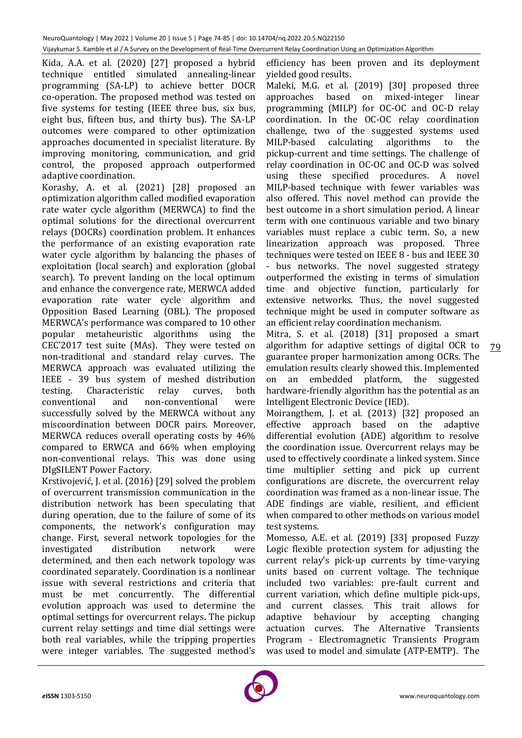Kida, A.A. et al. (2020) [27] proposed a hybrid technique entitled simulated annealing-linear programming (SA-LP) to achieve better DOCR co-operation. The proposed method was tested on five systems for testing (IEEE three bus, six bus, eight bus, fifteen bus, and thirty bus). The SA-LP outcomes were compared to other optimization approaches documented in specialist literature. By improving monitoring, communication, and grid control, the proposed approach outperformed adaptive coordination.

Korashy, A. et al. (2021) [28] proposed an optimization algorithm called modified evaporation rate water cycle algorithm (MERWCA) to find the optimal solutions for the directional overcurrent relays (DOCRs) coordination problem. It enhances the performance of an existing evaporation rate water cycle algorithm by balancing the phases of exploitation (local search) and exploration (global search). To prevent landing on the local optimum and enhance the convergence rate, MERWCA added evaporation rate water cycle algorithm and Opposition Based Learning (OBL). The proposed MERWCA's performance was compared to 10 other popular metaheuristic algorithms using the CEC'2017 test suite (MAs). They were tested on non-traditional and standard relay curves. The MERWCA approach was evaluated utilizing the IEEE - 39 bus system of meshed distribution testing. Characteristic relay curves, both conventional and non-conventional were successfully solved by the MERWCA without any miscoordination between DOCR pairs. Moreover, MERWCA reduces overall operating costs by 46% compared to ERWCA and 66% when employing non-conventional relays. This was done using DIgSILENT Power Factory.

Krstivojević, J. et al. (2016) [29] solved the problem of overcurrent transmission communication in the distribution network has been speculating that during operation, due to the failure of some of its components, the network's configuration may change. First, several network topologies for the investigated distribution network were determined, and then each network topology was coordinated separately. Coordination is a nonlinear issue with several restrictions and criteria that must be met concurrently. The differential evolution approach was used to determine the optimal settings for overcurrent relays. The pickup current relay settings and time dial settings were both real variables, while the tripping properties were integer variables. The suggested method's efficiency has been proven and its deployment yielded good results.

Maleki, M.G. et al. (2019) [30] proposed three approaches based on mixed-integer linear programming (MILP) for OC-OC and OC-D relay coordination. In the OC-OC relay coordination challenge, two of the suggested systems used MILP-based calculating algorithms to the pickup-current and time settings. The challenge of relay coordination in OC-OC and OC-D was solved using these specified procedures. A novel MILP-based technique with fewer variables was also offered. This novel method can provide the best outcome in a short simulation period. A linear term with one continuous variable and two binary variables must replace a cubic term. So, a new linearization approach was proposed. Three techniques were tested on IEEE 8 - bus and IEEE 30 - bus networks. The novel suggested strategy outperformed the existing in terms of simulation time and objective function, particularly for extensive networks. Thus, the novel suggested technique might be used in computer software as an efficient relay coordination mechanism.

Mitra, S. et al. (2018) [31] proposed a smart algorithm for adaptive settings of digital OCR to guarantee proper harmonization among OCRs. The emulation results clearly showed this. Implemented on an embedded platform, the suggested hardware-friendly algorithm has the potential as an Intelligent Electronic Device (IED).

Moirangthem, J. et al. (2013) [32] proposed an effective approach based on the adaptive differential evolution (ADE) algorithm to resolve the coordination issue. Overcurrent relays may be used to effectively coordinate a linked system. Since time multiplier setting and pick up current configurations are discrete, the overcurrent relay coordination was framed as a non-linear issue. The ADE findings are viable, resilient, and efficient when compared to other methods on various model test systems.

Momesso, A.E. et al. (2019) [33] proposed Fuzzy Logic flexible protection system for adjusting the current relay's pick-up currents by time-varying units based on current voltage. The technique included two variables: pre-fault current and current variation, which define multiple pick-ups, and current classes. This trait allows for adaptive behaviour by accepting changing actuation curves. The Alternative Transients Program - Electromagnetic Transients Program was used to model and simulate (ATP-EMTP). The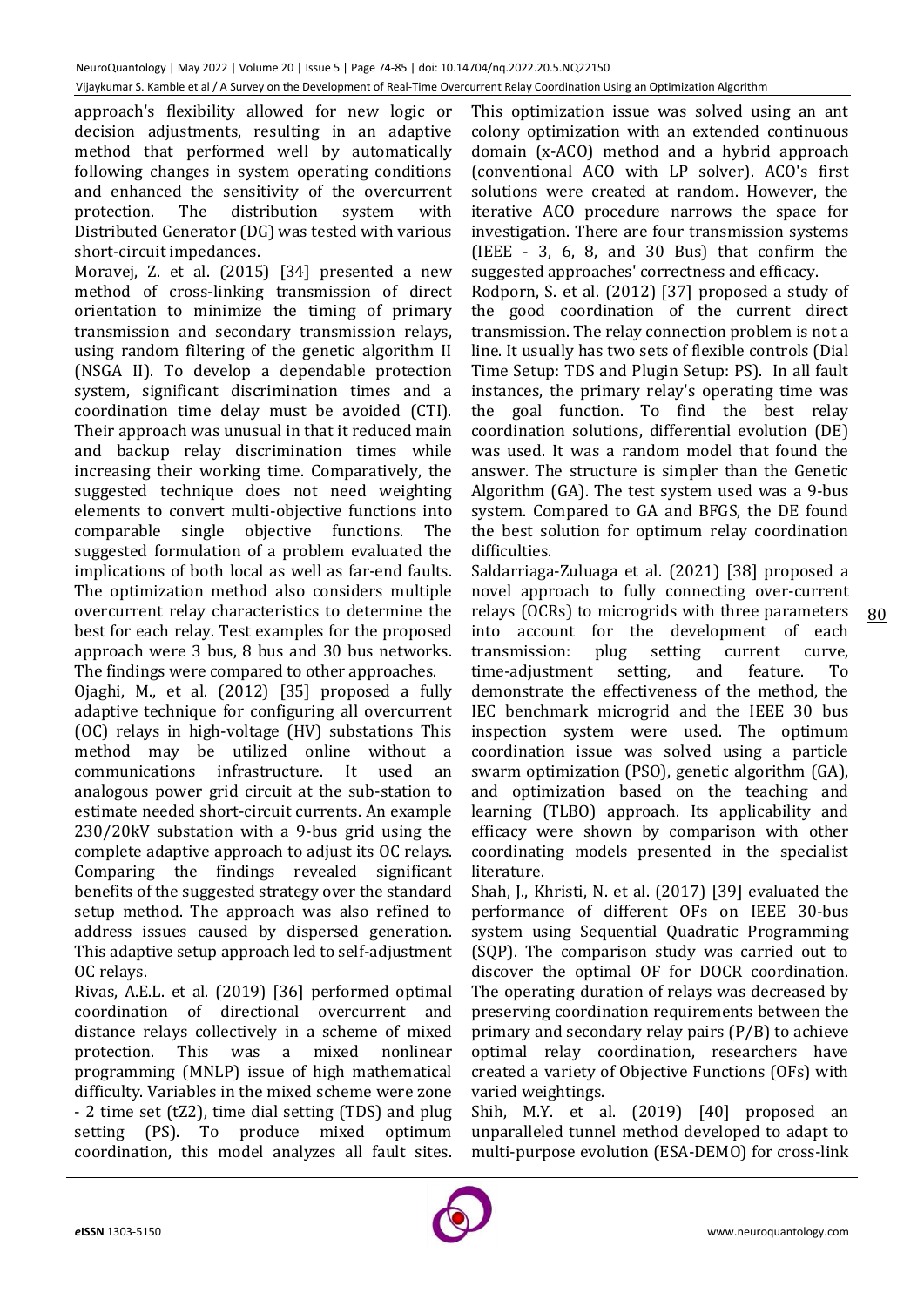approach's flexibility allowed for new logic or decision adjustments, resulting in an adaptive method that performed well by automatically following changes in system operating conditions and enhanced the sensitivity of the overcurrent protection. The distribution system with Distributed Generator (DG) was tested with various short-circuit impedances.

Moravej, Z. et al. (2015) [34] presented a new method of cross-linking transmission of direct orientation to minimize the timing of primary transmission and secondary transmission relays, using random filtering of the genetic algorithm II (NSGA II). To develop a dependable protection system, significant discrimination times and a coordination time delay must be avoided (CTI). Their approach was unusual in that it reduced main and backup relay discrimination times while increasing their working time. Comparatively, the suggested technique does not need weighting elements to convert multi-objective functions into comparable single objective functions. The suggested formulation of a problem evaluated the implications of both local as well as far-end faults. The optimization method also considers multiple overcurrent relay characteristics to determine the best for each relay. Test examples for the proposed approach were 3 bus, 8 bus and 30 bus networks. The findings were compared to other approaches.

Ojaghi, M., et al. (2012) [35] proposed a fully adaptive technique for configuring all overcurrent (OC) relays in high-voltage (HV) substations This method may be utilized online without a communications infrastructure. It used an analogous power grid circuit at the sub-station to estimate needed short-circuit currents. An example 230/20kV substation with a 9-bus grid using the complete adaptive approach to adjust its OC relays. Comparing the findings revealed significant benefits of the suggested strategy over the standard setup method. The approach was also refined to address issues caused by dispersed generation. This adaptive setup approach led to self-adjustment OC relays.

Rivas, A.E.L. et al. (2019) [36] performed optimal coordination of directional overcurrent and distance relays collectively in a scheme of mixed protection. This was a mixed nonlinear programming (MNLP) issue of high mathematical difficulty. Variables in the mixed scheme were zone - 2 time set (tZ2), time dial setting (TDS) and plug setting (PS). To produce mixed optimum coordination, this model analyzes all fault sites. This optimization issue was solved using an ant colony optimization with an extended continuous domain (x-ACO) method and a hybrid approach (conventional ACO with LP solver). ACO's first solutions were created at random. However, the iterative ACO procedure narrows the space for investigation. There are four transmission systems (IEEE - 3, 6, 8, and 30 Bus) that confirm the suggested approaches' correctness and efficacy.

Rodporn, S. et al. (2012) [37] proposed a study of the good coordination of the current direct transmission. The relay connection problem is not a line. It usually has two sets of flexible controls (Dial Time Setup: TDS and Plugin Setup: PS). In all fault instances, the primary relay's operating time was the goal function. To find the best relay coordination solutions, differential evolution (DE) was used. It was a random model that found the answer. The structure is simpler than the Genetic Algorithm (GA). The test system used was a 9-bus system. Compared to GA and BFGS, the DE found the best solution for optimum relay coordination difficulties.

Saldarriaga-Zuluaga et al. (2021) [38] proposed a novel approach to fully connecting over-current relays (OCRs) to microgrids with three parameters into account for the development of each transmission: plug setting current curve, time-adjustment setting, and feature. To demonstrate the effectiveness of the method, the IEC benchmark microgrid and the IEEE 30 bus inspection system were used. The optimum coordination issue was solved using a particle swarm optimization (PSO), genetic algorithm (GA), and optimization based on the teaching and learning (TLBO) approach. Its applicability and efficacy were shown by comparison with other coordinating models presented in the specialist literature.

Shah, J., Khristi, N. et al. (2017) [39] evaluated the performance of different OFs on IEEE 30-bus system using Sequential Quadratic Programming (SQP). The comparison study was carried out to discover the optimal OF for DOCR coordination. The operating duration of relays was decreased by preserving coordination requirements between the primary and secondary relay pairs (P/B) to achieve optimal relay coordination, researchers have created a variety of Objective Functions (OFs) with varied weightings.

Shih, M.Y. et al. (2019) [40] proposed an unparalleled tunnel method developed to adapt to multi-purpose evolution (ESA-DEMO) for cross-link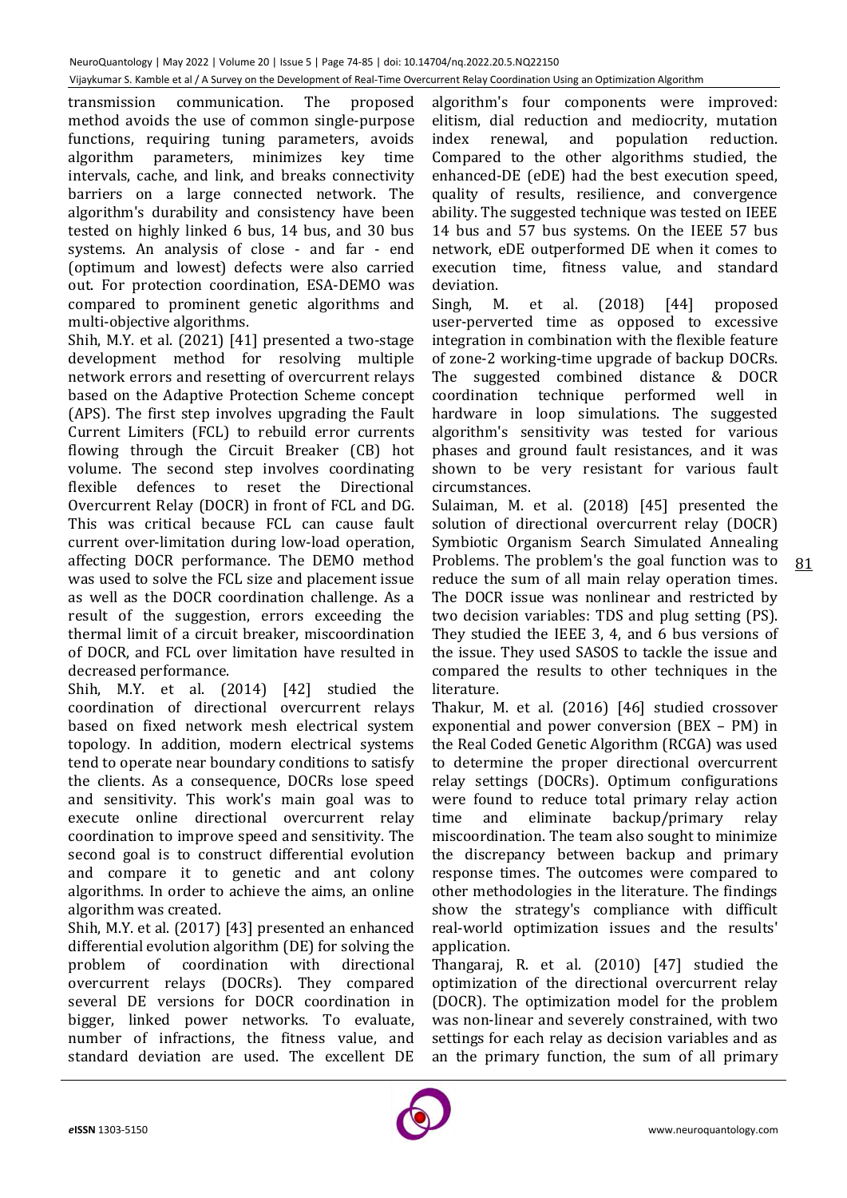transmission communication. The proposed method avoids the use of common single-purpose functions, requiring tuning parameters, avoids algorithm parameters, minimizes key time intervals, cache, and link, and breaks connectivity barriers on a large connected network. The algorithm's durability and consistency have been tested on highly linked 6 bus, 14 bus, and 30 bus systems. An analysis of close - and far - end (optimum and lowest) defects were also carried out. For protection coordination, ESA-DEMO was compared to prominent genetic algorithms and multi-objective algorithms.

Shih, M.Y. et al. (2021) [41] presented a two-stage development method for resolving multiple network errors and resetting of overcurrent relays based on the Adaptive Protection Scheme concept (APS). The first step involves upgrading the Fault Current Limiters (FCL) to rebuild error currents flowing through the Circuit Breaker (CB) hot volume. The second step involves coordinating flexible defences to reset the Directional Overcurrent Relay (DOCR) in front of FCL and DG. This was critical because FCL can cause fault current over-limitation during low-load operation, affecting DOCR performance. The DEMO method was used to solve the FCL size and placement issue as well as the DOCR coordination challenge. As a result of the suggestion, errors exceeding the thermal limit of a circuit breaker, miscoordination of DOCR, and FCL over limitation have resulted in decreased performance.

Shih, M.Y. et al. (2014) [42] studied the coordination of directional overcurrent relays based on fixed network mesh electrical system topology. In addition, modern electrical systems tend to operate near boundary conditions to satisfy the clients. As a consequence, DOCRs lose speed and sensitivity. This work's main goal was to execute online directional overcurrent relay coordination to improve speed and sensitivity. The second goal is to construct differential evolution and compare it to genetic and ant colony algorithms. In order to achieve the aims, an online algorithm was created.

Shih, M.Y. et al. (2017) [43] presented an enhanced differential evolution algorithm (DE) for solving the problem of coordination with directional overcurrent relays (DOCRs). They compared several DE versions for DOCR coordination in bigger, linked power networks. To evaluate, number of infractions, the fitness value, and standard deviation are used. The excellent DE algorithm's four components were improved: elitism, dial reduction and mediocrity, mutation index renewal, and population reduction. Compared to the other algorithms studied, the enhanced-DE (eDE) had the best execution speed, quality of results, resilience, and convergence ability. The suggested technique was tested on IEEE 14 bus and 57 bus systems. On the IEEE 57 bus network, eDE outperformed DE when it comes to execution time, fitness value, and standard deviation.

Singh, M. et al. (2018) [44] proposed user-perverted time as opposed to excessive integration in combination with the flexible feature of zone-2 working-time upgrade of backup DOCRs. The suggested combined distance & DOCR coordination technique performed well in hardware in loop simulations. The suggested algorithm's sensitivity was tested for various phases and ground fault resistances, and it was shown to be very resistant for various fault circumstances.

Sulaiman, M. et al. (2018) [45] presented the solution of directional overcurrent relay (DOCR) Symbiotic Organism Search Simulated Annealing Problems. The problem's the goal function was to reduce the sum of all main relay operation times. The DOCR issue was nonlinear and restricted by two decision variables: TDS and plug setting (PS). They studied the IEEE 3, 4, and 6 bus versions of the issue. They used SASOS to tackle the issue and compared the results to other techniques in the literature.

Thakur, M. et al. (2016) [46] studied crossover exponential and power conversion (BEX – PM) in the Real Coded Genetic Algorithm (RCGA) was used to determine the proper directional overcurrent relay settings (DOCRs). Optimum configurations were found to reduce total primary relay action time and eliminate backup/primary relay miscoordination. The team also sought to minimize the discrepancy between backup and primary response times. The outcomes were compared to other methodologies in the literature. The findings show the strategy's compliance with difficult real-world optimization issues and the results' application.

Thangaraj, R. et al. (2010) [47] studied the optimization of the directional overcurrent relay (DOCR). The optimization model for the problem was non-linear and severely constrained, with two settings for each relay as decision variables and as an the primary function, the sum of all primary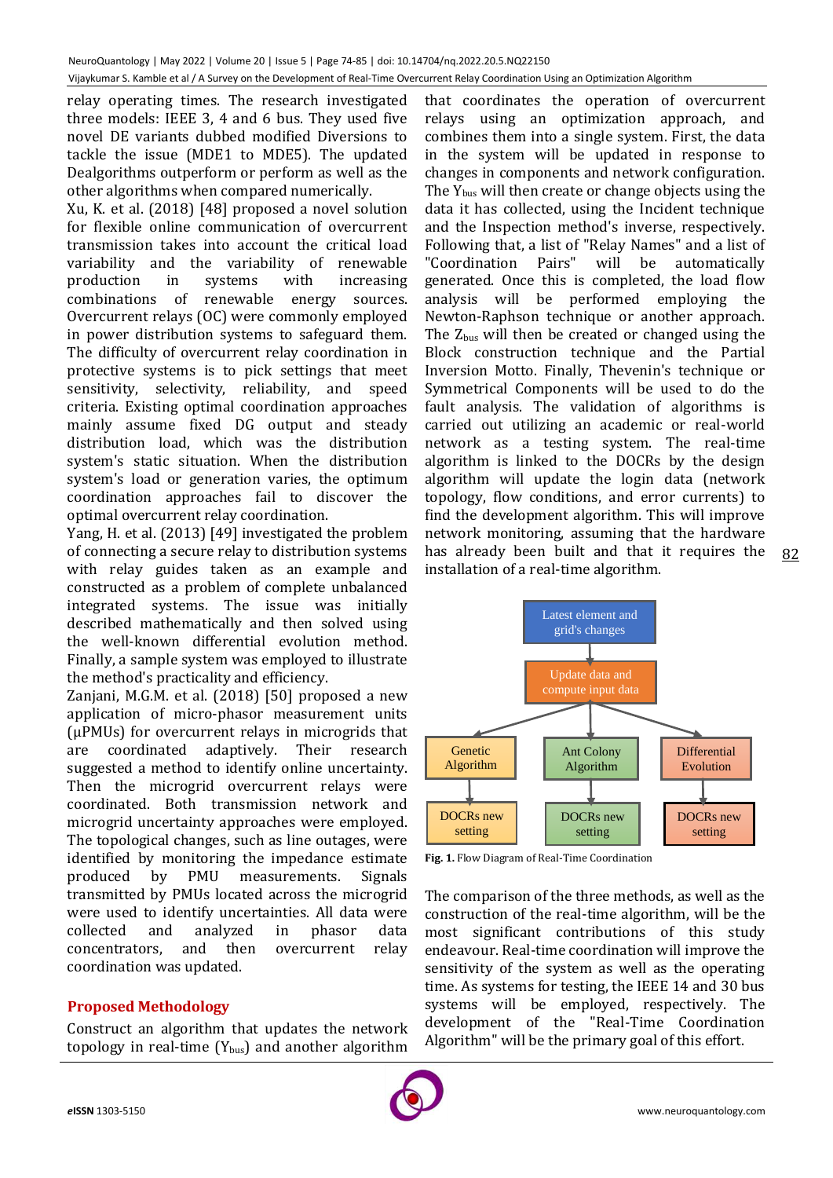relay operating times. The research investigated three models: IEEE 3, 4 and 6 bus. They used five novel DE variants dubbed modified Diversions to tackle the issue (MDE1 to MDE5). The updated Dealgorithms outperform or perform as well as the other algorithms when compared numerically.

Xu, K. et al. (2018) [48] proposed a novel solution for flexible online communication of overcurrent transmission takes into account the critical load variability and the variability of renewable production in systems with increasing combinations of renewable energy sources. Overcurrent relays (OC) were commonly employed in power distribution systems to safeguard them. The difficulty of overcurrent relay coordination in protective systems is to pick settings that meet sensitivity, selectivity, reliability, and speed criteria. Existing optimal coordination approaches mainly assume fixed DG output and steady distribution load, which was the distribution system's static situation. When the distribution system's load or generation varies, the optimum coordination approaches fail to discover the optimal overcurrent relay coordination.

Yang, H. et al. (2013) [49] investigated the problem of connecting a secure relay to distribution systems with relay guides taken as an example and constructed as a problem of complete unbalanced integrated systems. The issue was initially described mathematically and then solved using the well-known differential evolution method. Finally, a sample system was employed to illustrate the method's practicality and efficiency.

Zanjani, M.G.M. et al. (2018) [50] proposed a new application of micro-phasor measurement units (μPMUs) for overcurrent relays in microgrids that are coordinated adaptively. Their research suggested a method to identify online uncertainty. Then the microgrid overcurrent relays were coordinated. Both transmission network and microgrid uncertainty approaches were employed. The topological changes, such as line outages, were identified by monitoring the impedance estimate produced by PMU measurements. Signals transmitted by PMUs located across the microgrid were used to identify uncertainties. All data were collected and analyzed in phasor data concentrators, and then overcurrent relay coordination was updated.

## Proposed Methodology

Construct an algorithm that updates the network topology in real-time ($Y_{bus}$) and another algorithm that coordinates the operation of overcurrent relays using an optimization approach, and combines them into a single system. First, the data in the system will be updated in response to changes in components and network configuration. The $Y_{bus}$ will then create or change objects using the data it has collected, using the Incident technique and the Inspection method's inverse, respectively. Following that, a list of "Relay Names" and a list of "Coordination Pairs" will be automatically generated. Once this is completed, the load flow analysis will be performed employing the Newton-Raphson technique or another approach. The $Z_{bus}$ will then be created or changed using the Block construction technique and the Partial Inversion Motto. Finally, Thevenin's technique or Symmetrical Components will be used to do the fault analysis. The validation of algorithms is carried out utilizing an academic or real-world network as a testing system. The real-time algorithm is linked to the DOCRs by the design algorithm will update the login data (network topology, flow conditions, and error currents) to find the development algorithm. This will improve network monitoring, assuming that the hardware has already been built and that it requires the installation of a real-time algorithm.

Latest element and grid's changes

Update data and compute input data

Genetic Algorithm | Ant Colony Algorithm | Differential Evolution

DOCRs new setting | DOCRs new setting | DOCRs new setting

**Fig. 1.** Flow Diagram of Real-Time Coordination

The comparison of the three methods, as well as the construction of the real-time algorithm, will be the most significant contributions of this study endeavour. Real-time coordination will improve the sensitivity of the system as well as the operating time. As systems for testing, the IEEE 14 and 30 bus systems will be employed, respectively. The development of the "Real-Time Coordination Algorithm" will be the primary goal of this effort.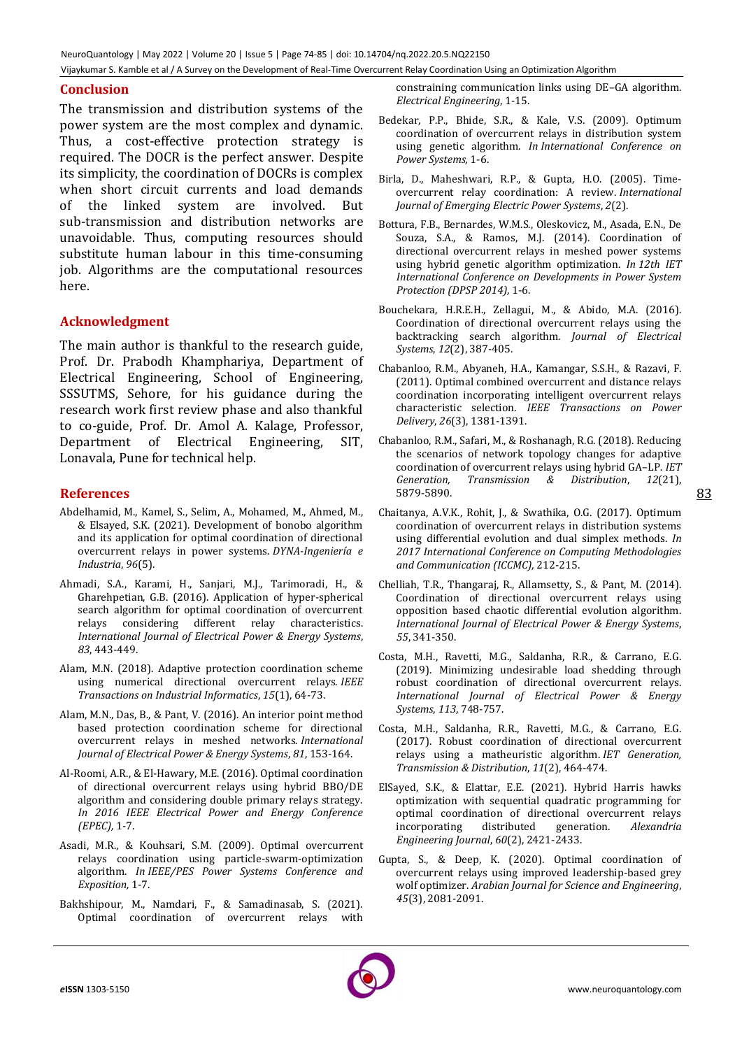## Conclusion

The transmission and distribution systems of the power system are the most complex and dynamic. Thus, a cost-effective protection strategy is required. The DOCR is the perfect answer. Despite its simplicity, the coordination of DOCRs is complex when short circuit currents and load demands of the linked system are involved. But sub-transmission and distribution networks are unavoidable. Thus, computing resources should substitute human labour in this time-consuming job. Algorithms are the computational resources here.

## Acknowledgment

The main author is thankful to the research guide, Prof. Dr. Prabodh Khamphariya, Department of Electrical Engineering, School of Engineering, SSSUTMS, Sehore, for his guidance during the research work first review phase and also thankful to co-guide, Prof. Dr. Amol A. Kalage, Professor, Department of Electrical Engineering, SIT, Lonavala, Pune for technical help.

## References

Abdelhamid, M., Kamel, S., Selim, A., Mohamed, M., Ahmed, M., & Elsayed, S.K. (2021). Development of bonobo algorithm and its application for optimal coordination of directional overcurrent relays in power systems. *DYNA-Ingeniería e Industria*, *96*(5).

Ahmadi, S.A., Karami, H., Sanjari, M.J., Tarimoradi, H., & Gharehpetian, G.B. (2016). Application of hyper-spherical search algorithm for optimal coordination of overcurrent relays considering different relay characteristics. *International Journal of Electrical Power & Energy Systems*, *83*, 443-449.

Alam, M.N. (2018). Adaptive protection coordination scheme using numerical directional overcurrent relays. *IEEE Transactions on Industrial Informatics*, *15*(1), 64-73.

Alam, M.N., Das, B., & Pant, V. (2016). An interior point method based protection coordination scheme for directional overcurrent relays in meshed networks. *International Journal of Electrical Power & Energy Systems*, *81*, 153-164.

Al-Roomi, A.R., & El-Hawary, M.E. (2016). Optimal coordination of directional overcurrent relays using hybrid BBO/DE algorithm and considering double primary relays strategy. *In 2016 IEEE Electrical Power and Energy Conference (EPEC),* 1-7.

Asadi, M.R., & Kouhsari, S.M. (2009). Optimal overcurrent relays coordination using particle-swarm-optimization algorithm. *In IEEE/PES Power Systems Conference and Exposition,* 1-7.

Bakhshipour, M., Namdari, F., & Samadinasab, S. (2021). Optimal coordination of overcurrent relays with constraining communication links using DE–GA algorithm. *Electrical Engineering*, 1-15.

Bedekar, P.P., Bhide, S.R., & Kale, V.S. (2009). Optimum coordination of overcurrent relays in distribution system using genetic algorithm. *In International Conference on Power Systems,* 1-6.

Birla, D., Maheshwari, R.P., & Gupta, H.O. (2005). Time-overcurrent relay coordination: A review. *International Journal of Emerging Electric Power Systems*, *2*(2).

Bottura, F.B., Bernardes, W.M.S., Oleskovicz, M., Asada, E.N., De Souza, S.A., & Ramos, M.J. (2014). Coordination of directional overcurrent relays in meshed power systems using hybrid genetic algorithm optimization. *In 12th IET International Conference on Developments in Power System Protection (DPSP 2014),* 1-6.

Bouchekara, H.R.E.H., Zellagui, M., & Abido, M.A. (2016). Coordination of directional overcurrent relays using the backtracking search algorithm. *Journal of Electrical Systems*, *12*(2), 387-405.

Chabanloo, R.M., Abyaneh, H.A., Kamangar, S.S.H., & Razavi, F. (2011). Optimal combined overcurrent and distance relays coordination incorporating intelligent overcurrent relays characteristic selection. *IEEE Transactions on Power Delivery*, *26*(3), 1381-1391.

Chabanloo, R.M., Safari, M., & Roshanagh, R.G. (2018). Reducing the scenarios of network topology changes for adaptive coordination of overcurrent relays using hybrid GA–LP. *IET Generation, Transmission & Distribution*, *12*(21), 5879-5890.

Chaitanya, A.V.K., Rohit, J., & Swathika, O.G. (2017). Optimum coordination of overcurrent relays in distribution systems using differential evolution and dual simplex methods. *In 2017 International Conference on Computing Methodologies and Communication (ICCMC),* 212-215.

Chelliah, T.R., Thangaraj, R., Allamsetty, S., & Pant, M. (2014). Coordination of directional overcurrent relays using opposition based chaotic differential evolution algorithm. *International Journal of Electrical Power & Energy Systems*, *55*, 341-350.

Costa, M.H., Ravetti, M.G., Saldanha, R.R., & Carrano, E.G. (2019). Minimizing undesirable load shedding through robust coordination of directional overcurrent relays. *International Journal of Electrical Power & Energy Systems*, *113*, 748-757.

Costa, M.H., Saldanha, R.R., Ravetti, M.G., & Carrano, E.G. (2017). Robust coordination of directional overcurrent relays using a matheuristic algorithm. *IET Generation, Transmission & Distribution*, *11*(2), 464-474.

ElSayed, S.K., & Elattar, E.E. (2021). Hybrid Harris hawks optimization with sequential quadratic programming for optimal coordination of directional overcurrent relays incorporating distributed generation. *Alexandria Engineering Journal*, *60*(2), 2421-2433.

Gupta, S., & Deep, K. (2020). Optimal coordination of overcurrent relays using improved leadership-based grey wolf optimizer. *Arabian Journal for Science and Engineering*, *45*(3), 2081-2091.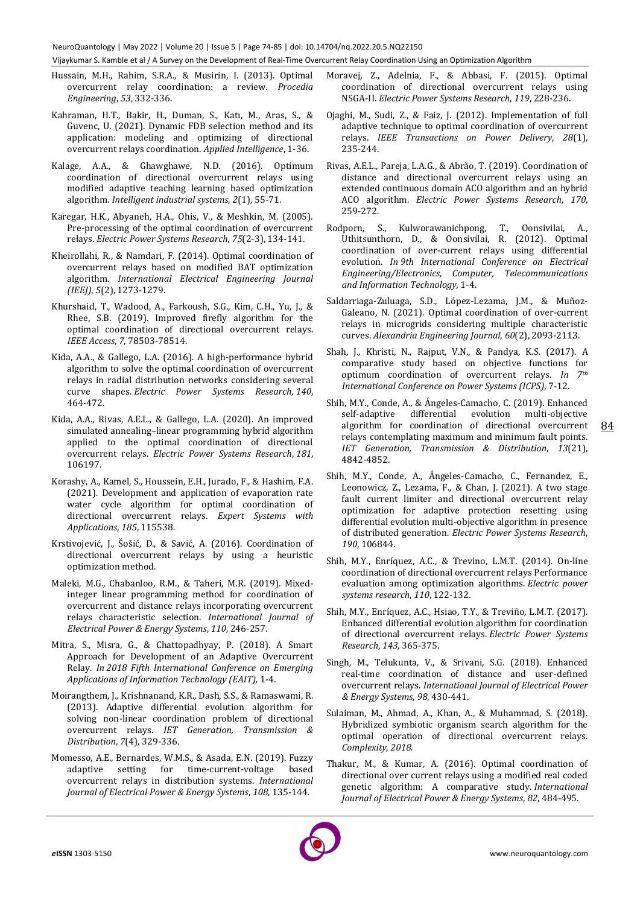Hussain, M.H., Rahim, S.R.A., & Musirin, I. (2013). Optimal overcurrent relay coordination: a review. *Procedia Engineering*, *53*, 332-336.

Kahraman, H.T., Bakir, H., Duman, S., Katı, M., Aras, S., & Guvenc, U. (2021). Dynamic FDB selection method and its application: modeling and optimizing of directional overcurrent relays coordination. *Applied Intelligence*, 1-36.

Kalage, A.A., & Ghawghawe, N.D. (2016). Optimum coordination of directional overcurrent relays using modified adaptive teaching learning based optimization algorithm. *Intelligent industrial systems*, *2*(1), 55-71.

Karegar, H.K., Abyaneh, H.A., Ohis, V., & Meshkin, M. (2005). Pre-processing of the optimal coordination of overcurrent relays. *Electric Power Systems Research*, *75*(2-3), 134-141.

Kheirollahi, R., & Namdari, F. (2014). Optimal coordination of overcurrent relays based on modified BAT optimization algorithm. *International Electrical Engineering Journal (IEEJ)*, *5*(2), 1273-1279.

Khurshaid, T., Wadood, A., Farkoush, S.G., Kim, C.H., Yu, J., & Rhee, S.B. (2019). Improved firefly algorithm for the optimal coordination of directional overcurrent relays. *IEEE Access*, *7*, 78503-78514.

Kida, A.A., & Gallego, L.A. (2016). A high-performance hybrid algorithm to solve the optimal coordination of overcurrent relays in radial distribution networks considering several curve shapes. *Electric Power Systems Research*, *140*, 464-472.

Kida, A.A., Rivas, A.E.L., & Gallego, L.A. (2020). An improved simulated annealing–linear programming hybrid algorithm applied to the optimal coordination of directional overcurrent relays. *Electric Power Systems Research*, *181*, 106197.

Korashy, A., Kamel, S., Houssein, E.H., Jurado, F., & Hashim, F.A. (2021). Development and application of evaporation rate water cycle algorithm for optimal coordination of directional overcurrent relays. *Expert Systems with Applications*, *185*, 115538.

Krstivojević, J., Šošić, D., & Savić, A. (2016). Coordination of directional overcurrent relays by using a heuristic optimization method.

Maleki, M.G., Chabanloo, R.M., & Taheri, M.R. (2019). Mixed-integer linear programming method for coordination of overcurrent and distance relays incorporating overcurrent relays characteristic selection. *International Journal of Electrical Power & Energy Systems*, *110*, 246-257.

Mitra, S., Misra, G., & Chattopadhyay, P. (2018). A Smart Approach for Development of an Adaptive Overcurrent Relay. *In 2018 Fifth International Conference on Emerging Applications of Information Technology (EAIT),* 1-4.

Moirangthem, J., Krishnanand, K.R., Dash, S.S., & Ramaswami, R. (2013). Adaptive differential evolution algorithm for solving non-linear coordination problem of directional overcurrent relays. *IET Generation, Transmission & Distribution*, *7*(4), 329-336.

Momesso, A.E., Bernardes, W.M.S., & Asada, E.N. (2019). Fuzzy adaptive setting for time-current-voltage based overcurrent relays in distribution systems. *International Journal of Electrical Power & Energy Systems*, *108*, 135-144.

Moravej, Z., Adelnia, F., & Abbasi, F. (2015). Optimal coordination of directional overcurrent relays using NSGA-II. *Electric Power Systems Research*, *119*, 228-236.

Ojaghi, M., Sudi, Z., & Faiz, J. (2012). Implementation of full adaptive technique to optimal coordination of overcurrent relays. *IEEE Transactions on Power Delivery*, *28*(1), 235-244.

Rivas, A.E.L., Pareja, L.A.G., & Abrão, T. (2019). Coordination of distance and directional overcurrent relays using an extended continuous domain ACO algorithm and an hybrid ACO algorithm. *Electric Power Systems Research*, *170*, 259-272.

Rodporn, S., Kulworawanichpong, T., Oonsivilai, A., Uthitsunthorn, D., & Oonsivilai, R. (2012). Optimal coordination of over-current relays using differential evolution. *In 9th International Conference on Electrical Engineering/Electronics, Computer, Telecommunications and Information Technology,* 1-4.

Saldarriaga-Zuluaga, S.D., López-Lezama, J.M., & Muñoz-Galeano, N. (2021). Optimal coordination of over-current relays in microgrids considering multiple characteristic curves. *Alexandria Engineering Journal*, *60*(2), 2093-2113.

Shah, J., Khristi, N., Rajput, V.N., & Pandya, K.S. (2017). A comparative study based on objective functions for optimum coordination of overcurrent relays. *In 7th International Conference on Power Systems (ICPS),* 7-12.

Shih, M.Y., Conde, A., & Ángeles-Camacho, C. (2019). Enhanced self-adaptive differential evolution multi-objective algorithm for coordination of directional overcurrent relays contemplating maximum and minimum fault points. *IET Generation, Transmission & Distribution*, *13*(21), 4842-4852.

Shih, M.Y., Conde, A., Ángeles-Camacho, C., Fernandez, E., Leonowicz, Z., Lezama, F., & Chan, J. (2021). A two stage fault current limiter and directional overcurrent relay optimization for adaptive protection resetting using differential evolution multi-objective algorithm in presence of distributed generation. *Electric Power Systems Research*, *190*, 106844.

Shih, M.Y., Enríquez, A.C., & Trevino, L.M.T. (2014). On-line coordination of directional overcurrent relays Performance evaluation among optimization algorithms. *Electric power systems research*, *110*, 122-132.

Shih, M.Y., Enríquez, A.C., Hsiao, T.Y., & Treviño, L.M.T. (2017). Enhanced differential evolution algorithm for coordination of directional overcurrent relays. *Electric Power Systems Research*, *143*, 365-375.

Singh, M., Telukunta, V., & Srivani, S.G. (2018). Enhanced real-time coordination of distance and user-defined overcurrent relays. *International Journal of Electrical Power & Energy Systems*, *98*, 430-441.

Sulaiman, M., Ahmad, A., Khan, A., & Muhammad, S. (2018). Hybridized symbiotic organism search algorithm for the optimal operation of directional overcurrent relays. *Complexity*, *2018*.

Thakur, M., & Kumar, A. (2016). Optimal coordination of directional over current relays using a modified real coded genetic algorithm: A comparative study. *International Journal of Electrical Power & Energy Systems*, *82*, 484-495.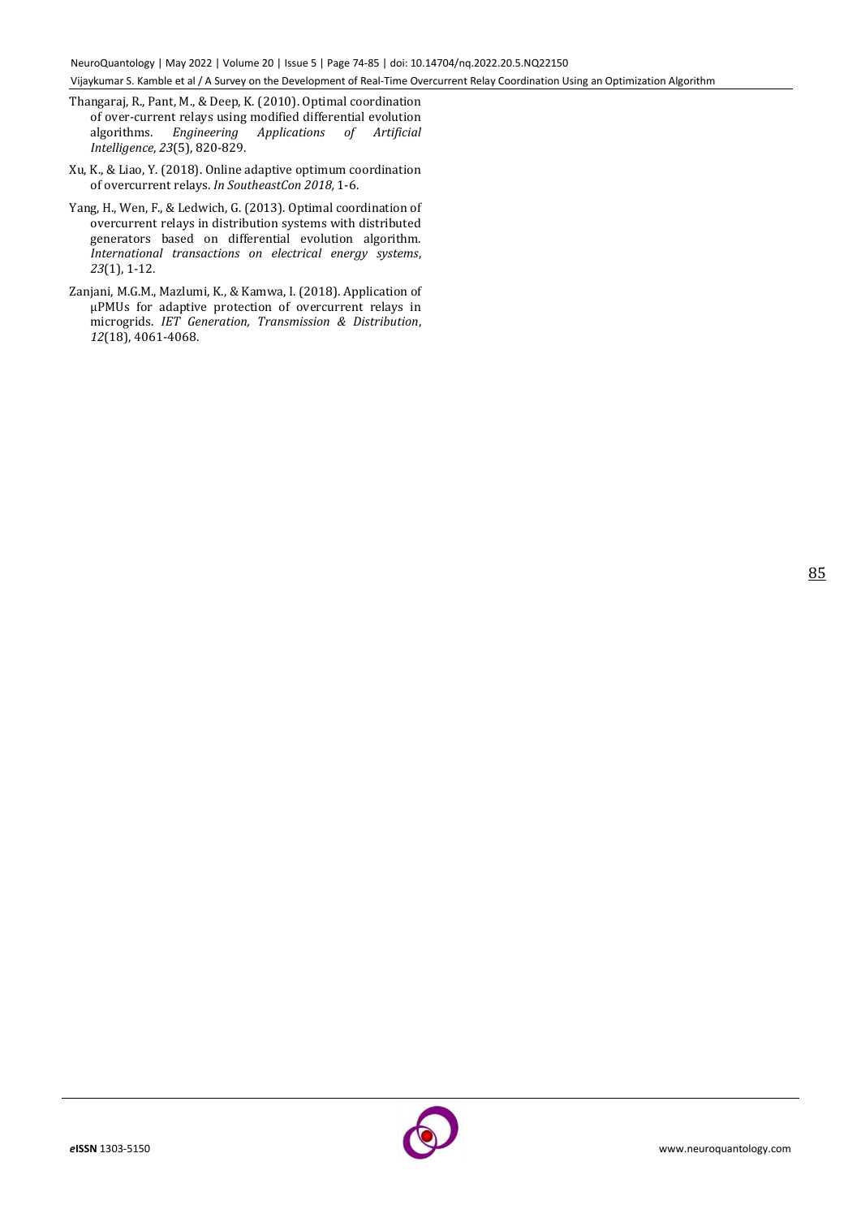Thangaraj, R., Pant, M., & Deep, K. (2010). Optimal coordination of over-current relays using modified differential evolution algorithms. *Engineering Applications of Artificial Intelligence*, *23*(5), 820-829.

Xu, K., & Liao, Y. (2018). Online adaptive optimum coordination of overcurrent relays. *In SoutheastCon 2018,* 1-6.

Yang, H., Wen, F., & Ledwich, G. (2013). Optimal coordination of overcurrent relays in distribution systems with distributed generators based on differential evolution algorithm. *International transactions on electrical energy systems*, *23*(1), 1-12.

Zanjani, M.G.M., Mazlumi, K., & Kamwa, I. (2018). Application of μPMUs for adaptive protection of overcurrent relays in microgrids. *IET Generation, Transmission & Distribution*, *12*(18), 4061-4068.